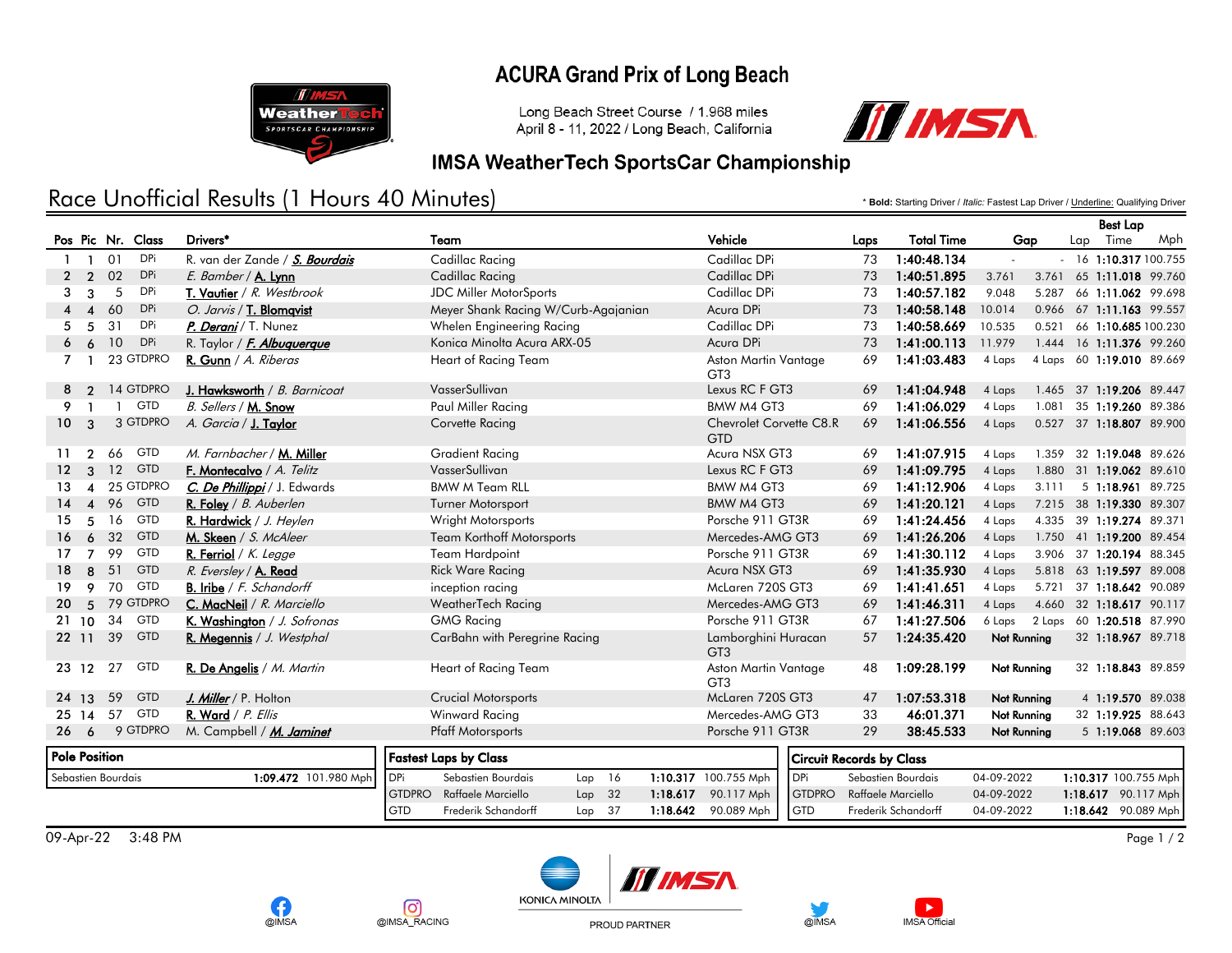# ACURA Grand Prix of Long Beach

Long Beach Street Course / 1.968 miles
April 8 - 11, 2022 / Long Beach, California

## IMSA WeatherTech SportsCar Championship

## Race Unofficial Results (1 Hours 40 Minutes)

\* **Bold:** Starting Driver / *Italic:* Fastest Lap Driver / Underline: Qualifying Driver

| Pos | Pic | Nr. | Class | Drivers* | Team | Vehicle | Laps | Total Time | Gap | | Best Lap Lap | Best Lap Time | Best Lap Mph |
|---|---|---|---|---|---|---|---|---|---|---|---|---|---|
| 1 | 1 | 01 | DPi | R. van der Zande / ***S. Bourdais*** | Cadillac Racing | Cadillac DPi | 73 | 1:40:48.134 | - | - | 16 | 1:10.317 | 100.755 |
| 2 | 2 | 02 | DPi | *E. Bamber* / **A. Lynn** | Cadillac Racing | Cadillac DPi | 73 | 1:40:51.895 | 3.761 | 3.761 | 65 | 1:11.018 | 99.760 |
| 3 | 3 | 5 | DPi | **T. Vautier** / *R. Westbrook* | JDC Miller MotorSports | Cadillac DPi | 73 | 1:40:57.182 | 9.048 | 5.287 | 66 | 1:11.062 | 99.698 |
| 4 | 4 | 60 | DPi | *O. Jarvis* / **T. Blomqvist** | Meyer Shank Racing W/Curb-Agajanian | Acura DPi | 73 | 1:40:58.148 | 10.014 | 0.966 | 67 | 1:11.163 | 99.557 |
| 5 | 5 | 31 | DPi | ***P. Derani*** / T. Nunez | Whelen Engineering Racing | Cadillac DPi | 73 | 1:40:58.669 | 10.535 | 0.521 | 66 | 1:10.685 | 100.230 |
| 6 | 6 | 10 | DPi | R. Taylor / ***F. Albuquerque*** | Konica Minolta Acura ARX-05 | Acura DPi | 73 | 1:41:00.113 | 11.979 | 1.444 | 16 | 1:11.376 | 99.260 |
| 7 | 1 | 23 | GTDPRO | **R. Gunn** / *A. Riberas* | Heart of Racing Team | Aston Martin Vantage GT3 | 69 | 1:41:03.483 | 4 Laps | 4 Laps | 60 | 1:19.010 | 89.669 |
| 8 | 2 | 14 | GTDPRO | **J. Hawksworth** / *B. Barnicoat* | VasserSullivan | Lexus RC F GT3 | 69 | 1:41:04.948 | 4 Laps | 1.465 | 37 | 1:19.206 | 89.447 |
| 9 | 1 | 1 | GTD | *B. Sellers* / **M. Snow** | Paul Miller Racing | BMW M4 GT3 | 69 | 1:41:06.029 | 4 Laps | 1.081 | 35 | 1:19.260 | 89.386 |
| 10 | 3 | 3 | GTDPRO | *A. Garcia* / **J. Taylor** | Corvette Racing | Chevrolet Corvette C8.R GTD | 69 | 1:41:06.556 | 4 Laps | 0.527 | 37 | 1:18.807 | 89.900 |
| 11 | 2 | 66 | GTD | *M. Farnbacher* / **M. Miller** | Gradient Racing | Acura NSX GT3 | 69 | 1:41:07.915 | 4 Laps | 1.359 | 32 | 1:19.048 | 89.626 |
| 12 | 3 | 12 | GTD | **F. Montecalvo** / *A. Telitz* | VasserSullivan | Lexus RC F GT3 | 69 | 1:41:09.795 | 4 Laps | 1.880 | 31 | 1:19.062 | 89.610 |
| 13 | 4 | 25 | GTDPRO | ***C. De Phillippi*** / J. Edwards | BMW M Team RLL | BMW M4 GT3 | 69 | 1:41:12.906 | 4 Laps | 3.111 | 5 | 1:18.961 | 89.725 |
| 14 | 4 | 96 | GTD | **R. Foley** / *B. Auberlen* | Turner Motorsport | BMW M4 GT3 | 69 | 1:41:20.121 | 4 Laps | 7.215 | 38 | 1:19.330 | 89.307 |
| 15 | 5 | 16 | GTD | **R. Hardwick** / *J. Heylen* | Wright Motorsports | Porsche 911 GT3R | 69 | 1:41:24.456 | 4 Laps | 4.335 | 39 | 1:19.274 | 89.371 |
| 16 | 6 | 32 | GTD | **M. Skeen** / *S. McAleer* | Team Korthoff Motorsports | Mercedes-AMG GT3 | 69 | 1:41:26.206 | 4 Laps | 1.750 | 41 | 1:19.200 | 89.454 |
| 17 | 7 | 99 | GTD | **R. Ferriol** / *K. Legge* | Team Hardpoint | Porsche 911 GT3R | 69 | 1:41:30.112 | 4 Laps | 3.906 | 37 | 1:20.194 | 88.345 |
| 18 | 8 | 51 | GTD | *R. Eversley* / **A. Read** | Rick Ware Racing | Acura NSX GT3 | 69 | 1:41:35.930 | 4 Laps | 5.818 | 63 | 1:19.597 | 89.008 |
| 19 | 9 | 70 | GTD | **B. Iribe** / *F. Schandorff* | inception racing | McLaren 720S GT3 | 69 | 1:41:41.651 | 4 Laps | 5.721 | 37 | 1:18.642 | 90.089 |
| 20 | 5 | 79 | GTDPRO | **C. MacNeil** / *R. Marciello* | WeatherTech Racing | Mercedes-AMG GT3 | 69 | 1:41:46.311 | 4 Laps | 4.660 | 32 | 1:18.617 | 90.117 |
| 21 | 10 | 34 | GTD | **K. Washington** / *J. Sofronas* | GMG Racing | Porsche 911 GT3R | 67 | 1:41:27.506 | 6 Laps | 2 Laps | 60 | 1:20.518 | 87.990 |
| 22 | 11 | 39 | GTD | **R. Megennis** / *J. Westphal* | CarBahn with Peregrine Racing | Lamborghini Huracan GT3 | 57 | 1:24:35.420 | Not Running | | 32 | 1:18.967 | 89.718 |
| 23 | 12 | 27 | GTD | **R. De Angelis** / *M. Martin* | Heart of Racing Team | Aston Martin Vantage GT3 | 48 | 1:09:28.199 | Not Running | | 32 | 1:18.843 | 89.859 |
| 24 | 13 | 59 | GTD | ***J. Miller*** / P. Holton | Crucial Motorsports | McLaren 720S GT3 | 47 | 1:07:53.318 | Not Running | | 4 | 1:19.570 | 89.038 |
| 25 | 14 | 57 | GTD | **R. Ward** / *P. Ellis* | Winward Racing | Mercedes-AMG GT3 | 33 | 46:01.371 | Not Running | | 32 | 1:19.925 | 88.643 |
| 26 | 6 | 9 | GTDPRO | M. Campbell / ***M. Jaminet*** | Pfaff Motorsports | Porsche 911 GT3R | 29 | 38:45.533 | Not Running | | 5 | 1:19.068 | 89.603 |

**Pole Position**

| Driver | Time | Mph |
|---|---|---|
| Sebastien Bourdais | 1:09.472 | 101.980 Mph |

**Fastest Laps by Class**

| Class | Driver | | Lap | Time | Mph |
|---|---|---|---|---|---|
| DPi | Sebastien Bourdais | Lap | 16 | 1:10.317 | 100.755 Mph |
| GTDPRO | Raffaele Marciello | Lap | 32 | 1:18.617 | 90.117 Mph |
| GTD | Frederik Schandorff | Lap | 37 | 1:18.642 | 90.089 Mph |

**Circuit Records by Class**

| Class | Driver | Date | Time | Mph |
|---|---|---|---|---|
| DPi | Sebastien Bourdais | 04-09-2022 | 1:10.317 | 100.755 Mph |
| GTDPRO | Raffaele Marciello | 04-09-2022 | 1:18.617 | 90.117 Mph |
| GTD | Frederik Schandorff | 04-09-2022 | 1:18.642 | 90.089 Mph |

09-Apr-22 3:48 PM

@IMSA @IMSA_RACING KONICA MINOLTA PROUD PARTNER @IMSA IMSA Official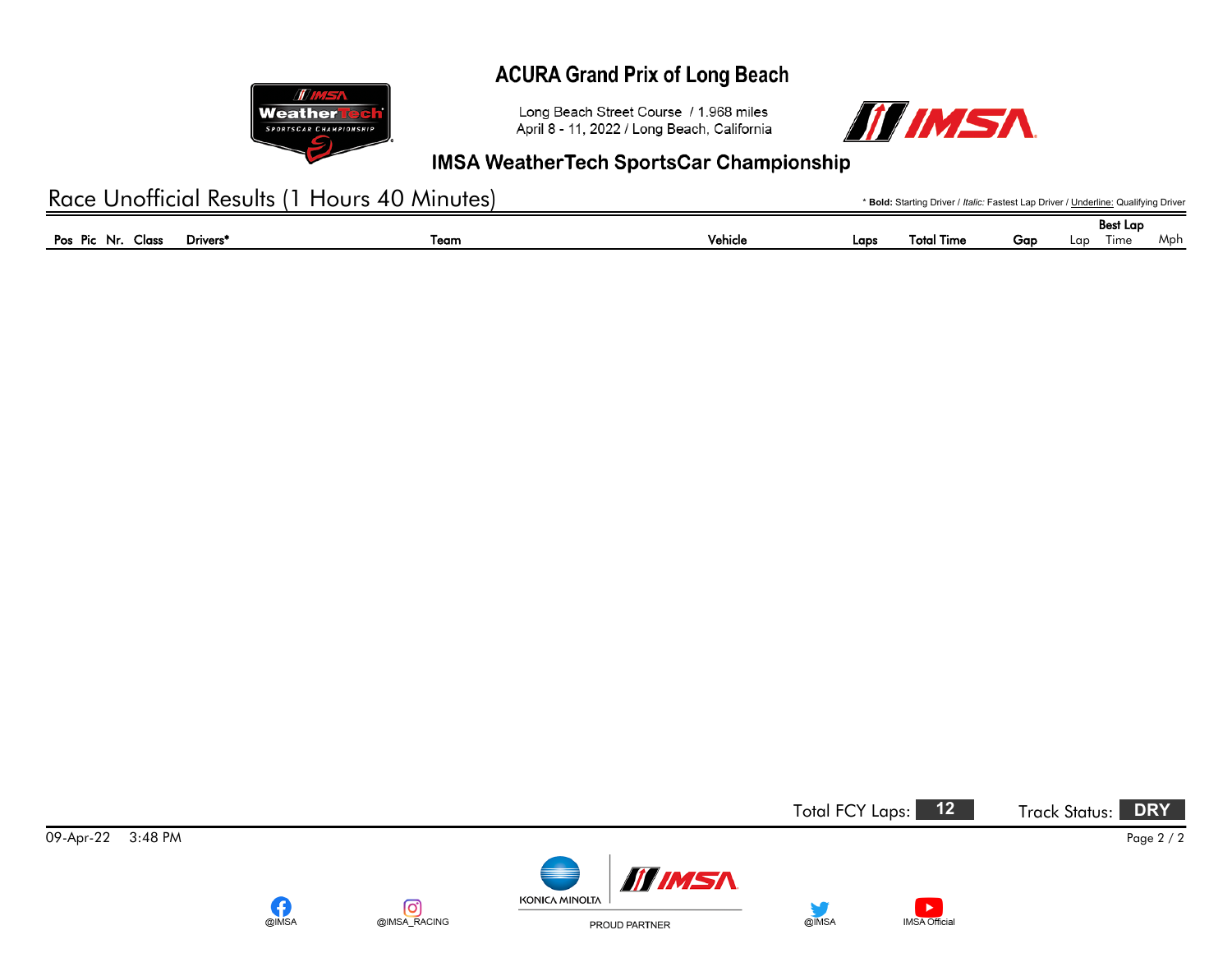# ACURA Grand Prix of Long Beach

Long Beach Street Course / 1.968 miles
April 8 - 11, 2022 / Long Beach, California

## IMSA WeatherTech SportsCar Championship

## Race Unofficial Results (1 Hours 40 Minutes)

\* **Bold:** Starting Driver / *Italic:* Fastest Lap Driver / Underline: Qualifying Driver

| Pos | Pic | Nr. | Class | Drivers* | Team | Vehicle | Laps | Total Time | Gap | Best Lap Lap | Best Lap Time | Best Lap Mph |
|---|---|---|---|---|---|---|---|---|---|---|---|---|

Total FCY Laps: 12

Track Status: DRY

09-Apr-22 3:48 PM

@IMSA @IMSA_RACING KONICA MINOLTA IMSA PROUD PARTNER @IMSA IMSA Official